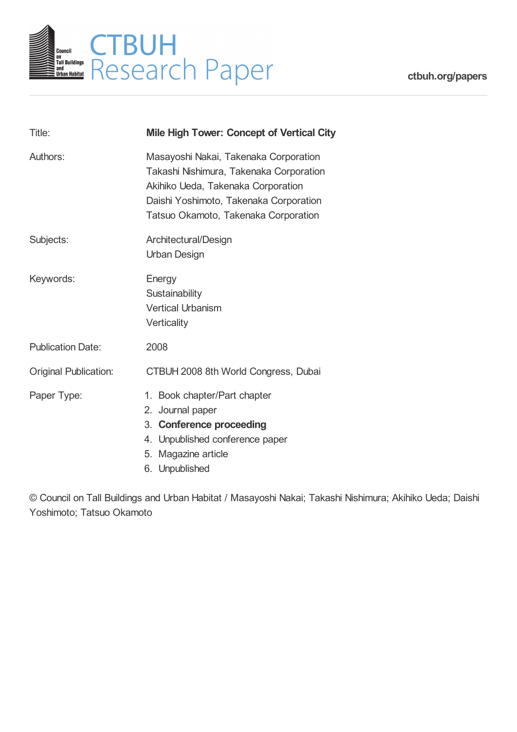# CTBUH Research Paper

ctbuh.org/papers

| | |
|---|---|
| Title: | **Mile High Tower: Concept of Vertical City** |
| Authors: | Masayoshi Nakai, Takenaka Corporation<br>Takashi Nishimura, Takenaka Corporation<br>Akihiko Ueda, Takenaka Corporation<br>Daishi Yoshimoto, Takenaka Corporation<br>Tatsuo Okamoto, Takenaka Corporation |
| Subjects: | Architectural/Design<br>Urban Design |
| Keywords: | Energy<br>Sustainability<br>Vertical Urbanism<br>Verticality |
| Publication Date: | 2008 |
| Original Publication: | CTBUH 2008 8th World Congress, Dubai |
| Paper Type: | 1. Book chapter/Part chapter<br>2. Journal paper<br>3. **Conference proceeding**<br>4. Unpublished conference paper<br>5. Magazine article<br>6. Unpublished |

© Council on Tall Buildings and Urban Habitat / Masayoshi Nakai; Takashi Nishimura; Akihiko Ueda; Daishi Yoshimoto; Tatsuo Okamoto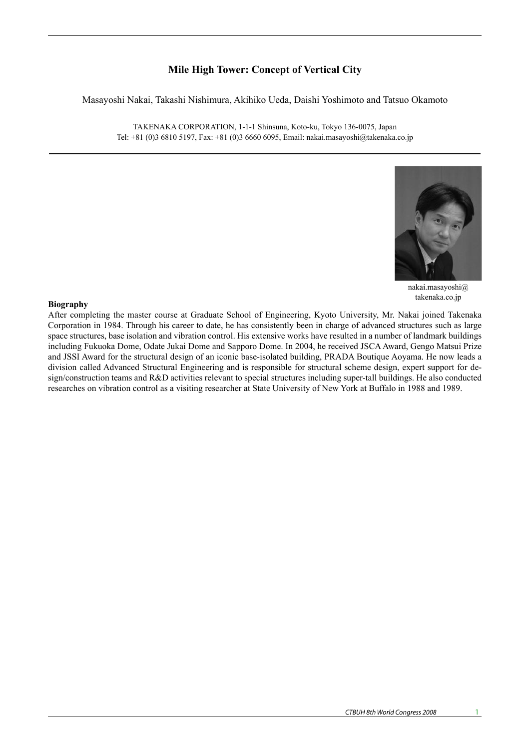# Mile High Tower: Concept of Vertical City

Masayoshi Nakai, Takashi Nishimura, Akihiko Ueda, Daishi Yoshimoto and Tatsuo Okamoto

TAKENAKA CORPORATION, 1-1-1 Shinsuna, Koto-ku, Tokyo 136-0075, Japan
Tel: +81 (0)3 6810 5197, Fax: +81 (0)3 6660 6095, Email: nakai.masayoshi@takenaka.co.jp

nakai.masayoshi@takenaka.co.jp

**Biography**

After completing the master course at Graduate School of Engineering, Kyoto University, Mr. Nakai joined Takenaka Corporation in 1984. Through his career to date, he has consistently been in charge of advanced structures such as large space structures, base isolation and vibration control. His extensive works have resulted in a number of landmark buildings including Fukuoka Dome, Odate Jukai Dome and Sapporo Dome. In 2004, he received JSCA Award, Gengo Matsui Prize and JSSI Award for the structural design of an iconic base-isolated building, PRADA Boutique Aoyama. He now leads a division called Advanced Structural Engineering and is responsible for structural scheme design, expert support for design/construction teams and R&D activities relevant to special structures including super-tall buildings. He also conducted researches on vibration control as a visiting researcher at State University of New York at Buffalo in 1988 and 1989.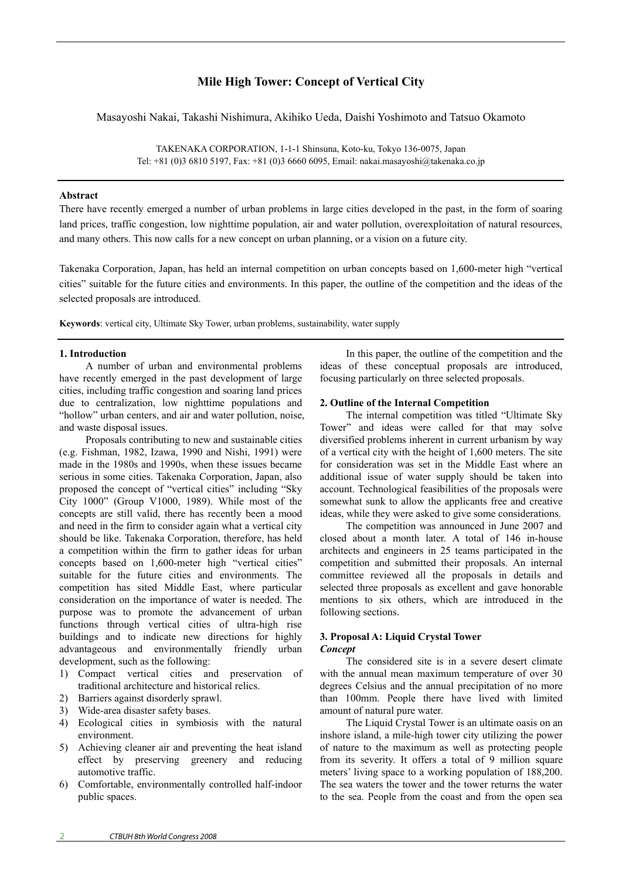# Mile High Tower: Concept of Vertical City

Masayoshi Nakai, Takashi Nishimura, Akihiko Ueda, Daishi Yoshimoto and Tatsuo Okamoto

TAKENAKA CORPORATION, 1-1-1 Shinsuna, Koto-ku, Tokyo 136-0075, Japan
Tel: +81 (0)3 6810 5197, Fax: +81 (0)3 6660 6095, Email: nakai.masayoshi@takenaka.co.jp

**Abstract**

There have recently emerged a number of urban problems in large cities developed in the past, in the form of soaring land prices, traffic congestion, low nighttime population, air and water pollution, overexploitation of natural resources, and many others. This now calls for a new concept on urban planning, or a vision on a future city.

Takenaka Corporation, Japan, has held an internal competition on urban concepts based on 1,600-meter high "vertical cities" suitable for the future cities and environments. In this paper, the outline of the competition and the ideas of the selected proposals are introduced.

**Keywords**: vertical city, Ultimate Sky Tower, urban problems, sustainability, water supply

## 1. Introduction

A number of urban and environmental problems have recently emerged in the past development of large cities, including traffic congestion and soaring land prices due to centralization, low nighttime populations and "hollow" urban centers, and air and water pollution, noise, and waste disposal issues.

Proposals contributing to new and sustainable cities (e.g. Fishman, 1982, Izawa, 1990 and Nishi, 1991) were made in the 1980s and 1990s, when these issues became serious in some cities. Takenaka Corporation, Japan, also proposed the concept of "vertical cities" including "Sky City 1000" (Group V1000, 1989). While most of the concepts are still valid, there has recently been a mood and need in the firm to consider again what a vertical city should be like. Takenaka Corporation, therefore, has held a competition within the firm to gather ideas for urban concepts based on 1,600-meter high "vertical cities" suitable for the future cities and environments. The competition has sited Middle East, where particular consideration on the importance of water is needed. The purpose was to promote the advancement of urban functions through vertical cities of ultra-high rise buildings and to indicate new directions for highly advantageous and environmentally friendly urban development, such as the following:

1) Compact vertical cities and preservation of traditional architecture and historical relics.
2) Barriers against disorderly sprawl.
3) Wide-area disaster safety bases.
4) Ecological cities in symbiosis with the natural environment.
5) Achieving cleaner air and preventing the heat island effect by preserving greenery and reducing automotive traffic.
6) Comfortable, environmentally controlled half-indoor public spaces.

In this paper, the outline of the competition and the ideas of these conceptual proposals are introduced, focusing particularly on three selected proposals.

## 2. Outline of the Internal Competition

The internal competition was titled "Ultimate Sky Tower" and ideas were called for that may solve diversified problems inherent in current urbanism by way of a vertical city with the height of 1,600 meters. The site for consideration was set in the Middle East where an additional issue of water supply should be taken into account. Technological feasibilities of the proposals were somewhat sunk to allow the applicants free and creative ideas, while they were asked to give some considerations.

The competition was announced in June 2007 and closed about a month later. A total of 146 in-house architects and engineers in 25 teams participated in the competition and submitted their proposals. An internal committee reviewed all the proposals in details and selected three proposals as excellent and gave honorable mentions to six others, which are introduced in the following sections.

## 3. Proposal A: Liquid Crystal Tower

***Concept***

The considered site is in a severe desert climate with the annual mean maximum temperature of over 30 degrees Celsius and the annual precipitation of no more than 100mm. People there have lived with limited amount of natural pure water.

The Liquid Crystal Tower is an ultimate oasis on an inshore island, a mile-high tower city utilizing the power of nature to the maximum as well as protecting people from its severity. It offers a total of 9 million square meters' living space to a working population of 188,200. The sea waters the tower and the tower returns the water to the sea. People from the coast and from the open sea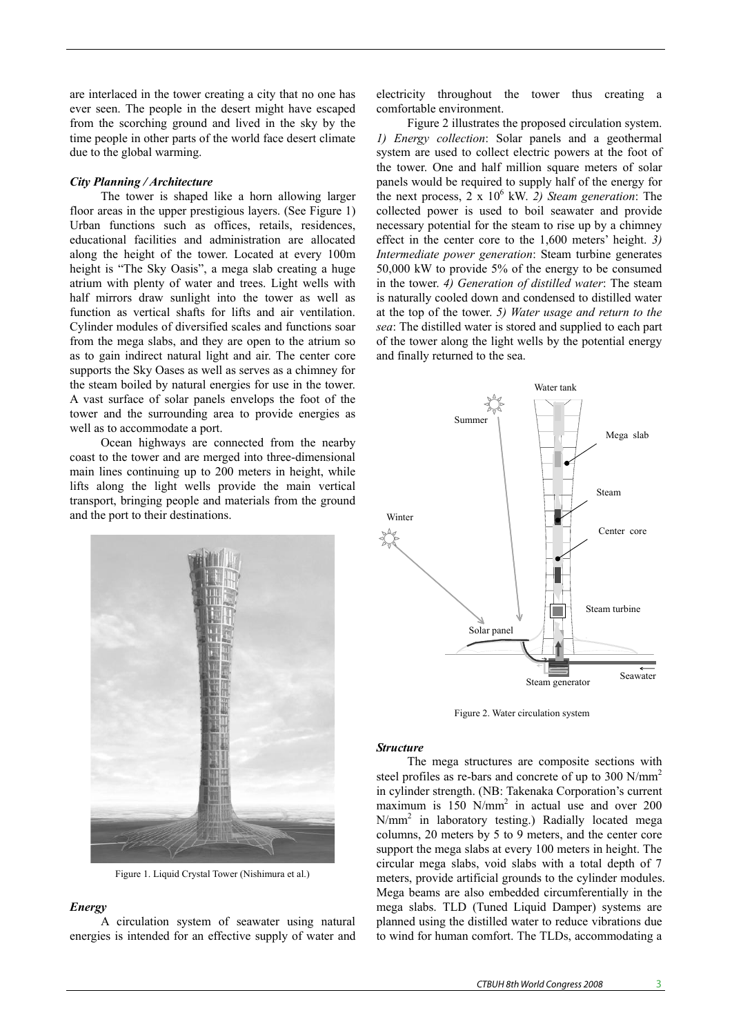are interlaced in the tower creating a city that no one has ever seen. The people in the desert might have escaped from the scorching ground and lived in the sky by the time people in other parts of the world face desert climate due to the global warming.

### *City Planning / Architecture*

The tower is shaped like a horn allowing larger floor areas in the upper prestigious layers. (See Figure 1) Urban functions such as offices, retails, residences, educational facilities and administration are allocated along the height of the tower. Located at every 100m height is "The Sky Oasis", a mega slab creating a huge atrium with plenty of water and trees. Light wells with half mirrors draw sunlight into the tower as well as function as vertical shafts for lifts and air ventilation. Cylinder modules of diversified scales and functions soar from the mega slabs, and they are open to the atrium so as to gain indirect natural light and air. The center core supports the Sky Oases as well as serves as a chimney for the steam boiled by natural energies for use in the tower. A vast surface of solar panels envelops the foot of the tower and the surrounding area to provide energies as well as to accommodate a port.

Ocean highways are connected from the nearby coast to the tower and are merged into three-dimensional main lines continuing up to 200 meters in height, while lifts along the light wells provide the main vertical transport, bringing people and materials from the ground and the port to their destinations.

Figure 1. Liquid Crystal Tower (Nishimura et al.)

### *Energy*

A circulation system of seawater using natural energies is intended for an effective supply of water and electricity throughout the tower thus creating a comfortable environment.

Figure 2 illustrates the proposed circulation system. *1) Energy collection*: Solar panels and a geothermal system are used to collect electric powers at the foot of the tower. One and half million square meters of solar panels would be required to supply half of the energy for the next process, $2 \times 10^6$ kW. *2) Steam generation*: The collected power is used to boil seawater and provide necessary potential for the steam to rise up by a chimney effect in the center core to the 1,600 meters' height. *3) Intermediate power generation*: Steam turbine generates 50,000 kW to provide 5% of the energy to be consumed in the tower. *4) Generation of distilled water*: The steam is naturally cooled down and condensed to distilled water at the top of the tower. *5) Water usage and return to the sea*: The distilled water is stored and supplied to each part of the tower along the light wells by the potential energy and finally returned to the sea.

Figure 2. Water circulation system

### *Structure*

The mega structures are composite sections with steel profiles as re-bars and concrete of up to 300 N/mm$^2$ in cylinder strength. (NB: Takenaka Corporation's current maximum is 150 N/mm$^2$ in actual use and over 200 N/mm$^2$ in laboratory testing.) Radially located mega columns, 20 meters by 5 to 9 meters, and the center core support the mega slabs at every 100 meters in height. The circular mega slabs, void slabs with a total depth of 7 meters, provide artificial grounds to the cylinder modules. Mega beams are also embedded circumferentially in the mega slabs. TLD (Tuned Liquid Damper) systems are planned using the distilled water to reduce vibrations due to wind for human comfort. The TLDs, accommodating a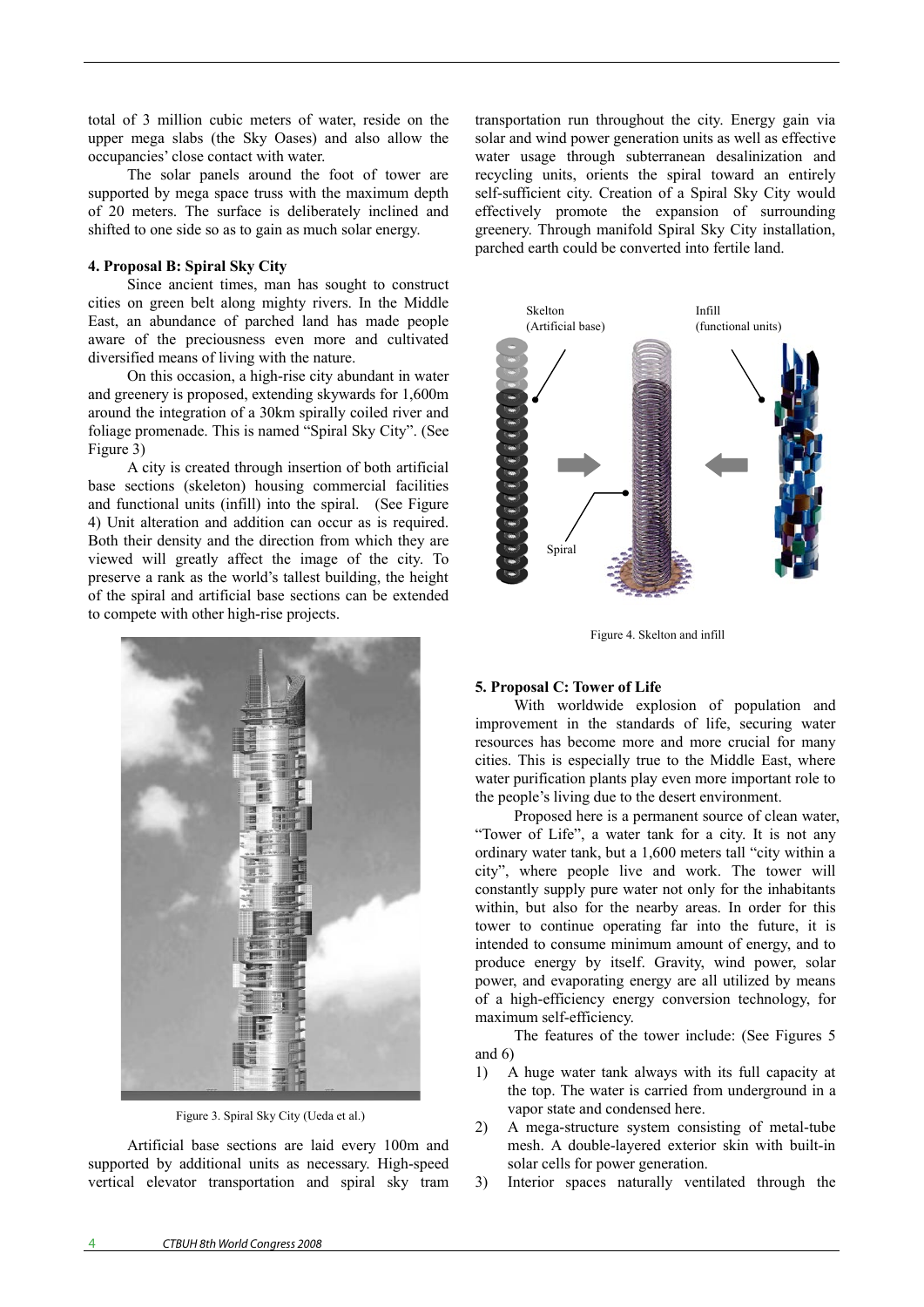total of 3 million cubic meters of water, reside on the upper mega slabs (the Sky Oases) and also allow the occupancies' close contact with water.

The solar panels around the foot of tower are supported by mega space truss with the maximum depth of 20 meters. The surface is deliberately inclined and shifted to one side so as to gain as much solar energy.

### 4. Proposal B: Spiral Sky City

Since ancient times, man has sought to construct cities on green belt along mighty rivers. In the Middle East, an abundance of parched land has made people aware of the preciousness even more and cultivated diversified means of living with the nature.

On this occasion, a high-rise city abundant in water and greenery is proposed, extending skywards for 1,600m around the integration of a 30km spirally coiled river and foliage promenade. This is named "Spiral Sky City". (See Figure 3)

A city is created through insertion of both artificial base sections (skeleton) housing commercial facilities and functional units (infill) into the spiral. (See Figure 4) Unit alteration and addition can occur as is required. Both their density and the direction from which they are viewed will greatly affect the image of the city. To preserve a rank as the world's tallest building, the height of the spiral and artificial base sections can be extended to compete with other high-rise projects.

Figure 3. Spiral Sky City (Ueda et al.)

Artificial base sections are laid every 100m and supported by additional units as necessary. High-speed vertical elevator transportation and spiral sky tram transportation run throughout the city. Energy gain via solar and wind power generation units as well as effective water usage through subterranean desalinization and recycling units, orients the spiral toward an entirely self-sufficient city. Creation of a Spiral Sky City would effectively promote the expansion of surrounding greenery. Through manifold Spiral Sky City installation, parched earth could be converted into fertile land.

Figure 4. Skelton and infill

### 5. Proposal C: Tower of Life

With worldwide explosion of population and improvement in the standards of life, securing water resources has become more and more crucial for many cities. This is especially true to the Middle East, where water purification plants play even more important role to the people's living due to the desert environment.

Proposed here is a permanent source of clean water, "Tower of Life", a water tank for a city. It is not any ordinary water tank, but a 1,600 meters tall "city within a city", where people live and work. The tower will constantly supply pure water not only for the inhabitants within, but also for the nearby areas. In order for this tower to continue operating far into the future, it is intended to consume minimum amount of energy, and to produce energy by itself. Gravity, wind power, solar power, and evaporating energy are all utilized by means of a high-efficiency energy conversion technology, for maximum self-efficiency.

The features of the tower include: (See Figures 5 and 6)

1) A huge water tank always with its full capacity at the top. The water is carried from underground in a vapor state and condensed here.
2) A mega-structure system consisting of metal-tube mesh. A double-layered exterior skin with built-in solar cells for power generation.
3) Interior spaces naturally ventilated through the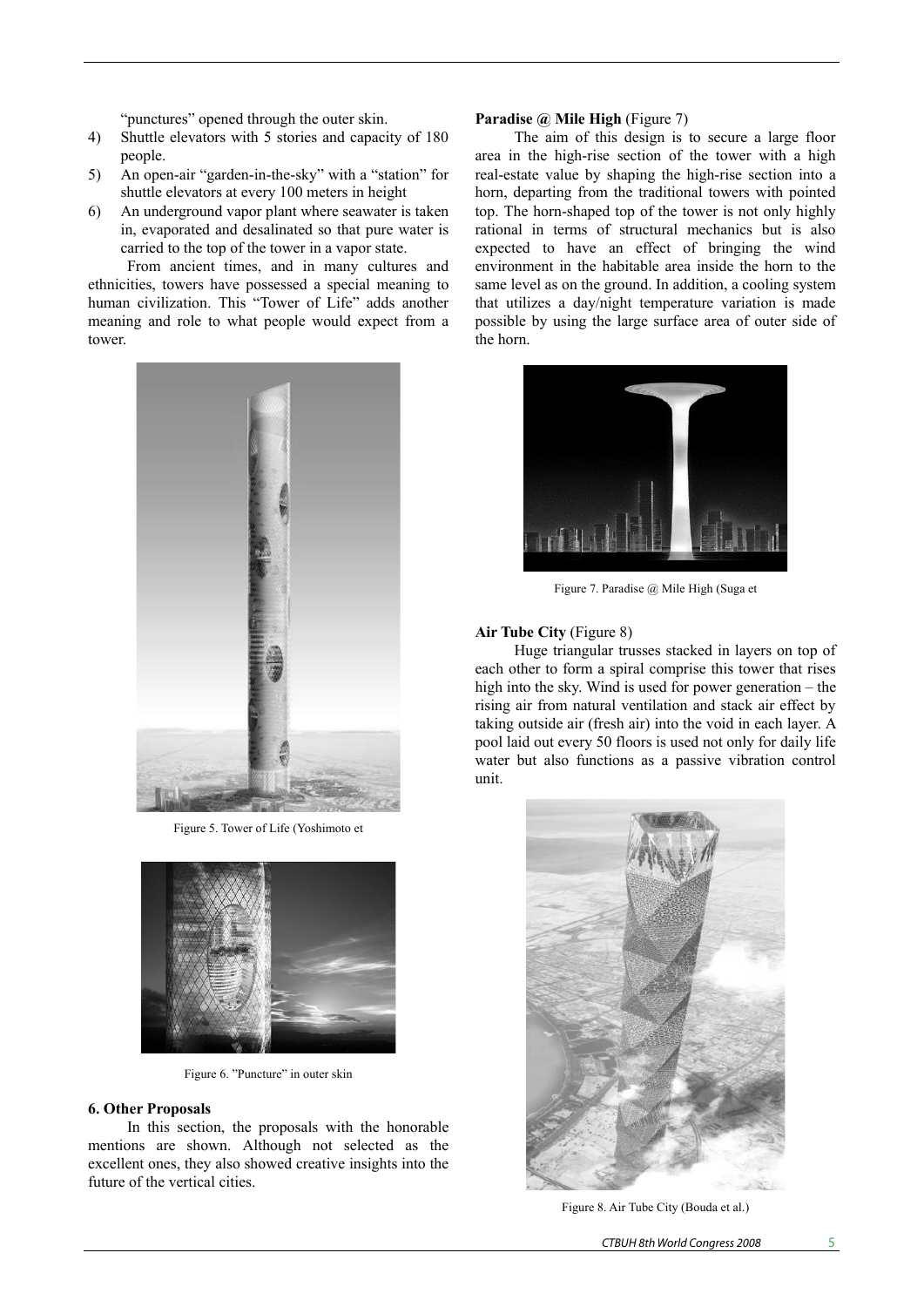"punctures" opened through the outer skin.

4) Shuttle elevators with 5 stories and capacity of 180 people.
5) An open-air "garden-in-the-sky" with a "station" for shuttle elevators at every 100 meters in height
6) An underground vapor plant where seawater is taken in, evaporated and desalinated so that pure water is carried to the top of the tower in a vapor state.

From ancient times, and in many cultures and ethnicities, towers have possessed a special meaning to human civilization. This "Tower of Life" adds another meaning and role to what people would expect from a tower.

Figure 5. Tower of Life (Yoshimoto et

Figure 6. "Puncture" in outer skin

## 6. Other Proposals

In this section, the proposals with the honorable mentions are shown. Although not selected as the excellent ones, they also showed creative insights into the future of the vertical cities.

**Paradise @ Mile High** (Figure 7)

The aim of this design is to secure a large floor area in the high-rise section of the tower with a high real-estate value by shaping the high-rise section into a horn, departing from the traditional towers with pointed top. The horn-shaped top of the tower is not only highly rational in terms of structural mechanics but is also expected to have an effect of bringing the wind environment in the habitable area inside the horn to the same level as on the ground. In addition, a cooling system that utilizes a day/night temperature variation is made possible by using the large surface area of outer side of the horn.

Figure 7. Paradise @ Mile High (Suga et

**Air Tube City** (Figure 8)

Huge triangular trusses stacked in layers on top of each other to form a spiral comprise this tower that rises high into the sky. Wind is used for power generation – the rising air from natural ventilation and stack air effect by taking outside air (fresh air) into the void in each layer. A pool laid out every 50 floors is used not only for daily life water but also functions as a passive vibration control unit.

Figure 8. Air Tube City (Bouda et al.)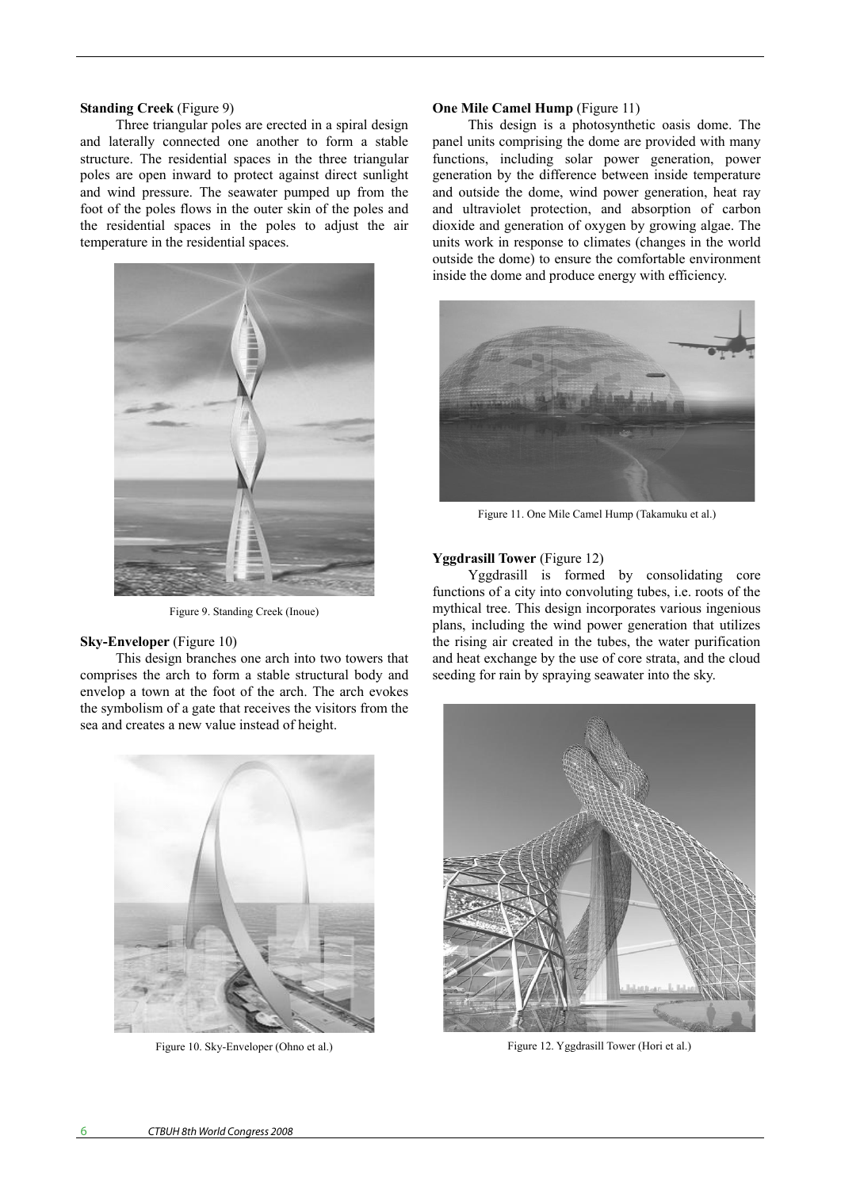**Standing Creek** (Figure 9)

Three triangular poles are erected in a spiral design and laterally connected one another to form a stable structure. The residential spaces in the three triangular poles are open inward to protect against direct sunlight and wind pressure. The seawater pumped up from the foot of the poles flows in the outer skin of the poles and the residential spaces in the poles to adjust the air temperature in the residential spaces.

Figure 9. Standing Creek (Inoue)

**Sky-Enveloper** (Figure 10)

This design branches one arch into two towers that comprises the arch to form a stable structural body and envelop a town at the foot of the arch. The arch evokes the symbolism of a gate that receives the visitors from the sea and creates a new value instead of height.

Figure 10. Sky-Enveloper (Ohno et al.)

**One Mile Camel Hump** (Figure 11)

This design is a photosynthetic oasis dome. The panel units comprising the dome are provided with many functions, including solar power generation, power generation by the difference between inside temperature and outside the dome, wind power generation, heat ray and ultraviolet protection, and absorption of carbon dioxide and generation of oxygen by growing algae. The units work in response to climates (changes in the world outside the dome) to ensure the comfortable environment inside the dome and produce energy with efficiency.

Figure 11. One Mile Camel Hump (Takamuku et al.)

**Yggdrasill Tower** (Figure 12)

Yggdrasill is formed by consolidating core functions of a city into convoluting tubes, i.e. roots of the mythical tree. This design incorporates various ingenious plans, including the wind power generation that utilizes the rising air created in the tubes, the water purification and heat exchange by the use of core strata, and the cloud seeding for rain by spraying seawater into the sky.

Figure 12. Yggdrasill Tower (Hori et al.)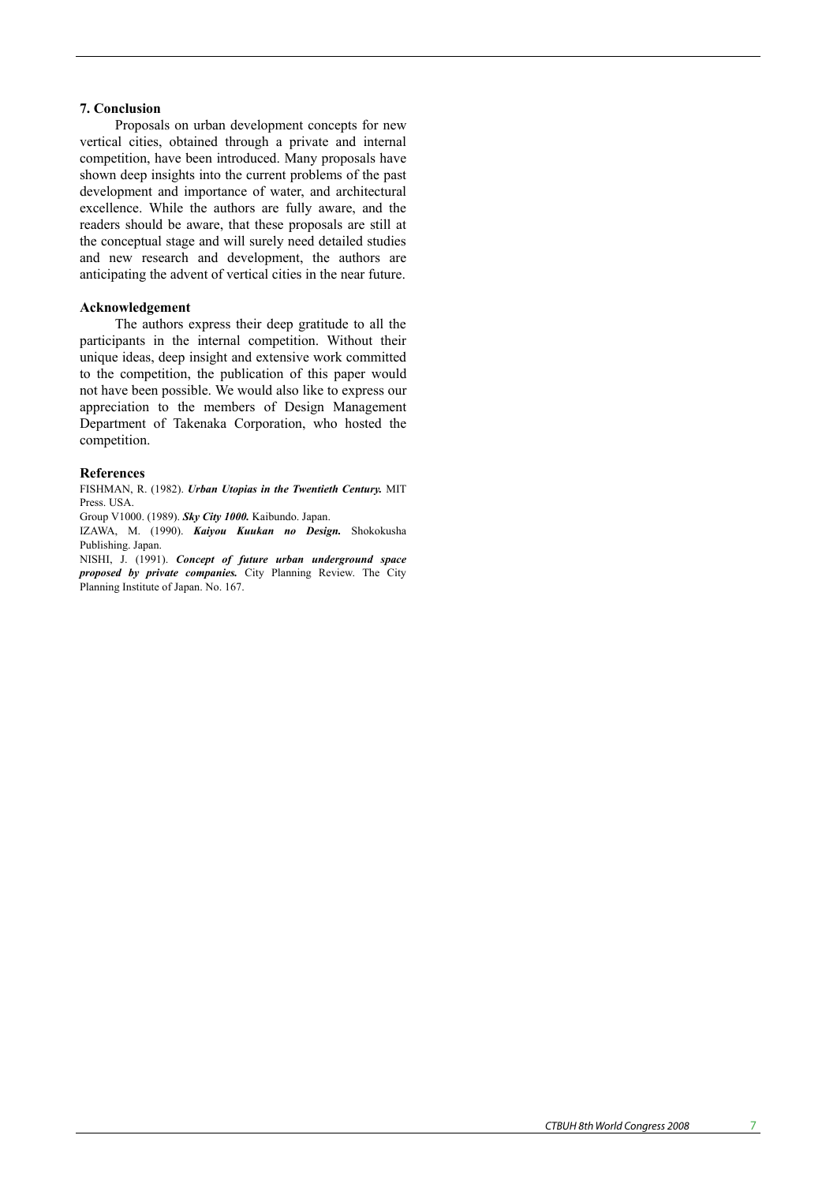## 7. Conclusion

Proposals on urban development concepts for new vertical cities, obtained through a private and internal competition, have been introduced. Many proposals have shown deep insights into the current problems of the past development and importance of water, and architectural excellence. While the authors are fully aware, and the readers should be aware, that these proposals are still at the conceptual stage and will surely need detailed studies and new research and development, the authors are anticipating the advent of vertical cities in the near future.

## Acknowledgement

The authors express their deep gratitude to all the participants in the internal competition. Without their unique ideas, deep insight and extensive work committed to the competition, the publication of this paper would not have been possible. We would also like to express our appreciation to the members of Design Management Department of Takenaka Corporation, who hosted the competition.

## References

FISHMAN, R. (1982). ***Urban Utopias in the Twentieth Century.*** MIT Press. USA.

Group V1000. (1989). ***Sky City 1000.*** Kaibundo. Japan.

IZAWA, M. (1990). ***Kaiyou Kuukan no Design.*** Shokokusha Publishing. Japan.

NISHI, J. (1991). ***Concept of future urban underground space proposed by private companies.*** City Planning Review. The City Planning Institute of Japan. No. 167.